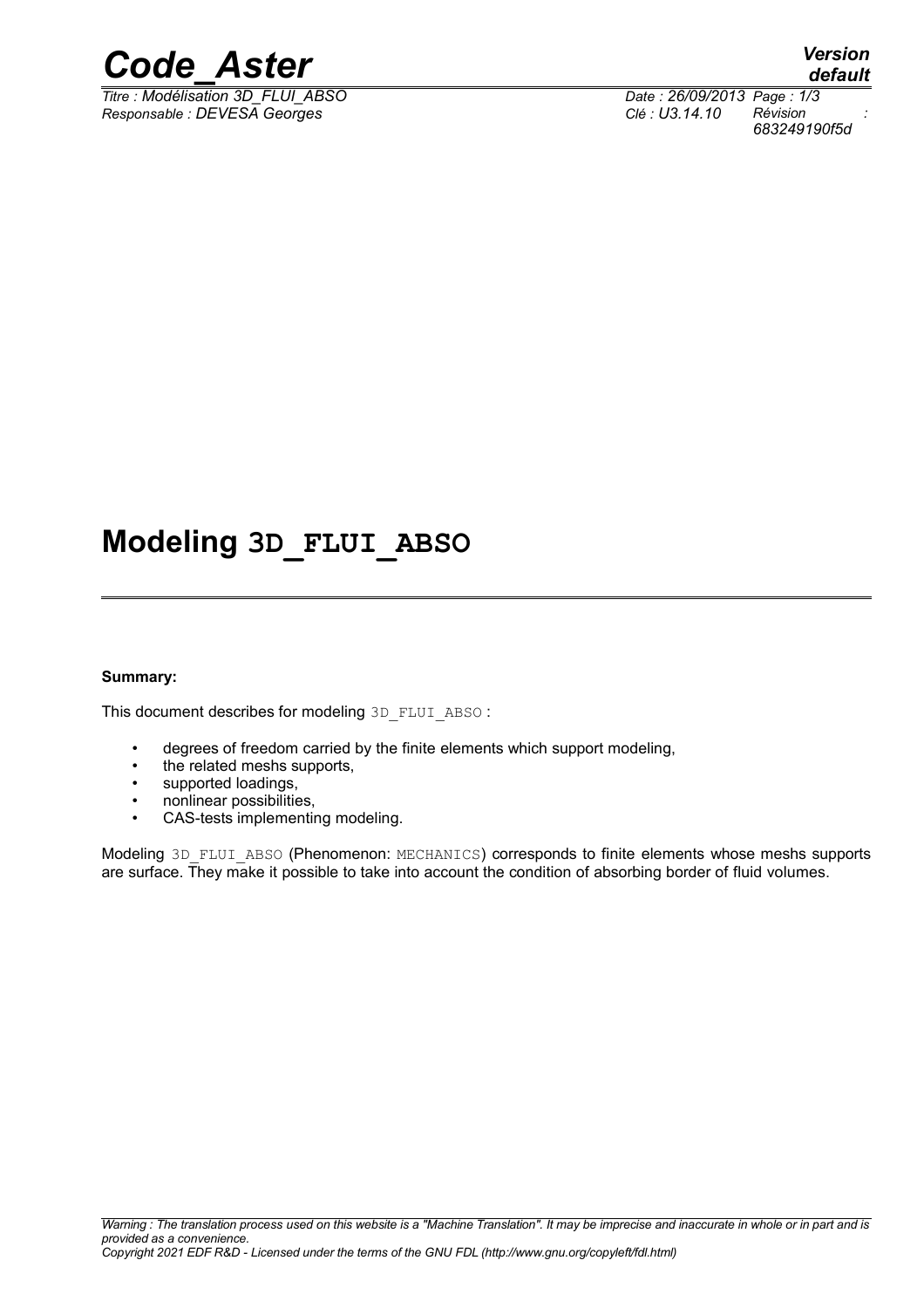# Modeling 3D_FLUI_ABSO

**Summary:**

This document describes for modeling 3D_FLUI_ABSO :

- degrees of freedom carried by the finite elements which support modeling,
- the related meshs supports,
- supported loadings,
- nonlinear possibilities,
- CAS-tests implementing modeling.

Modeling 3D_FLUI_ABSO (Phenomenon: MECHANICS) corresponds to finite elements whose meshs supports are surface. They make it possible to take into account the condition of absorbing border of fluid volumes.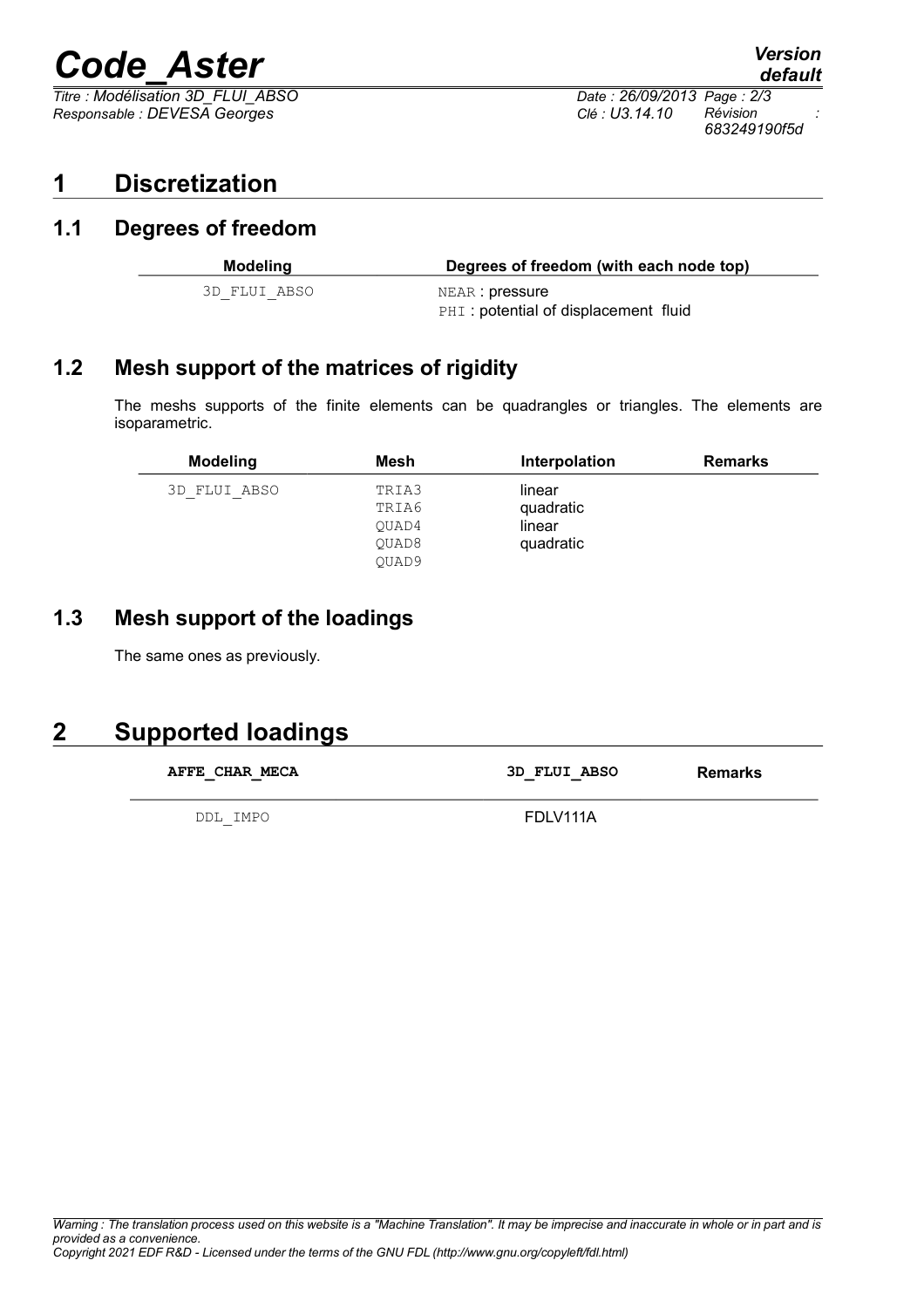# 1 Discretization

## 1.1 Degrees of freedom

| Modeling | Degrees of freedom (with each node top) |
| --- | --- |
| 3D_FLUI_ABSO | NEAR : pressure<br>PHI : potential of displacement fluid |

## 1.2 Mesh support of the matrices of rigidity

The meshs supports of the finite elements can be quadrangles or triangles. The elements are isoparametric.

| Modeling | Mesh | Interpolation | Remarks |
| --- | --- | --- | --- |
| 3D_FLUI_ABSO | TRIA3<br>TRIA6<br>QUAD4<br>QUAD8<br>QUAD9 | linear<br>quadratic<br>linear<br>quadratic | |

## 1.3 Mesh support of the loadings

The same ones as previously.

# 2 Supported loadings

| AFFE_CHAR_MECA | 3D_FLUI_ABSO | Remarks |
| --- | --- | --- |
| DDL_IMPO | FDLV111A | |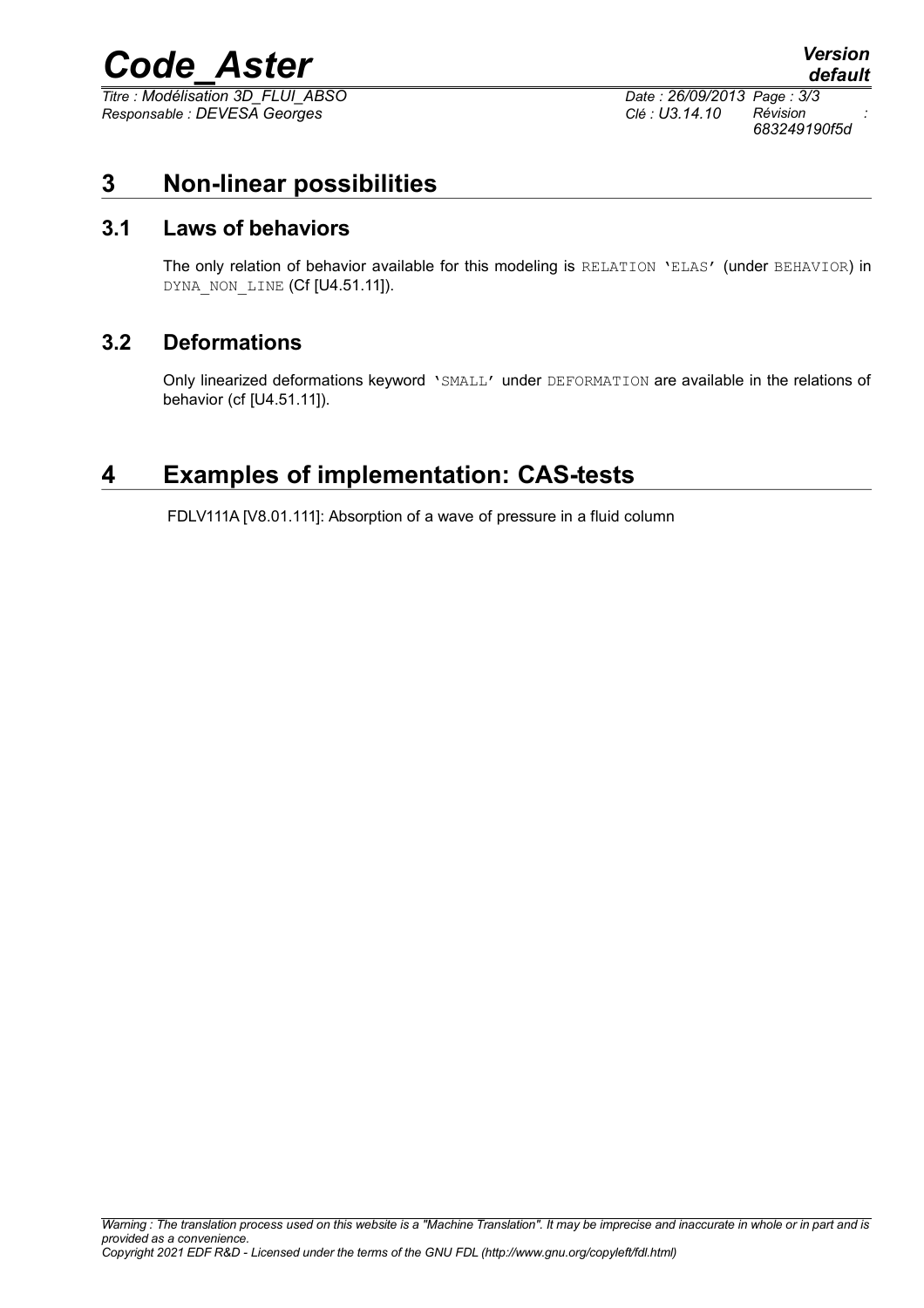# 3 Non-linear possibilities

## 3.1 Laws of behaviors

The only relation of behavior available for this modeling is RELATION 'ELAS' (under BEHAVIOR) in DYNA_NON_LINE (Cf [U4.51.11]).

## 3.2 Deformations

Only linearized deformations keyword 'SMALL' under DEFORMATION are available in the relations of behavior (cf [U4.51.11]).

# 4 Examples of implementation: CAS-tests

FDLV111A [V8.01.111]: Absorption of a wave of pressure in a fluid column